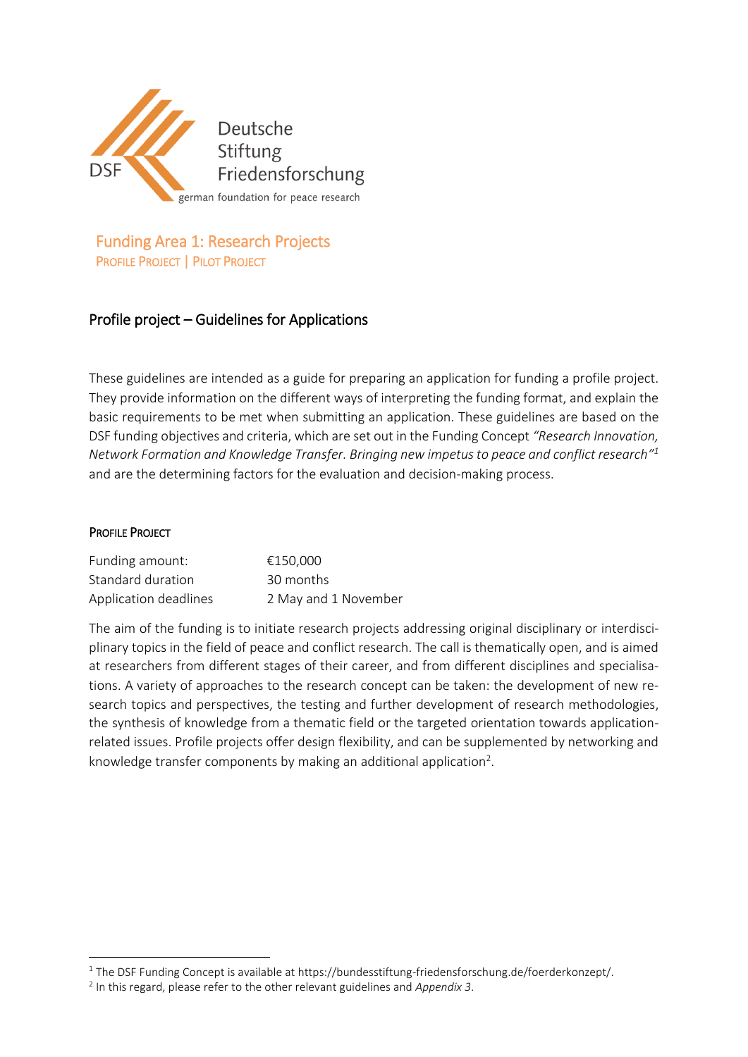Deutsche Stiftung Friedensforschung

german foundation for peace research

## Funding Area 1: Research Projects

PROFILE PROJECT | PILOT PROJECT

# Profile project – Guidelines for Applications

These guidelines are intended as a guide for preparing an application for funding a profile project. They provide information on the different ways of interpreting the funding format, and explain the basic requirements to be met when submitting an application. These guidelines are based on the DSF funding objectives and criteria, which are set out in the Funding Concept *"Research Innovation, Network Formation and Knowledge Transfer. Bringing new impetus to peace and conflict research"*[1] and are the determining factors for the evaluation and decision-making process.

### PROFILE PROJECT

| | |
|---|---|
| Funding amount: | €150,000 |
| Standard duration | 30 months |
| Application deadlines | 2 May and 1 November |

The aim of the funding is to initiate research projects addressing original disciplinary or interdisciplinary topics in the field of peace and conflict research. The call is thematically open, and is aimed at researchers from different stages of their career, and from different disciplines and specialisations. A variety of approaches to the research concept can be taken: the development of new research topics and perspectives, the testing and further development of research methodologies, the synthesis of knowledge from a thematic field or the targeted orientation towards application-related issues. Profile projects offer design flexibility, and can be supplemented by networking and knowledge transfer components by making an additional application[2].

[1] The DSF Funding Concept is available at https://bundesstiftung-friedensforschung.de/foerderkonzept/.

[2] In this regard, please refer to the other relevant guidelines and *Appendix 3*.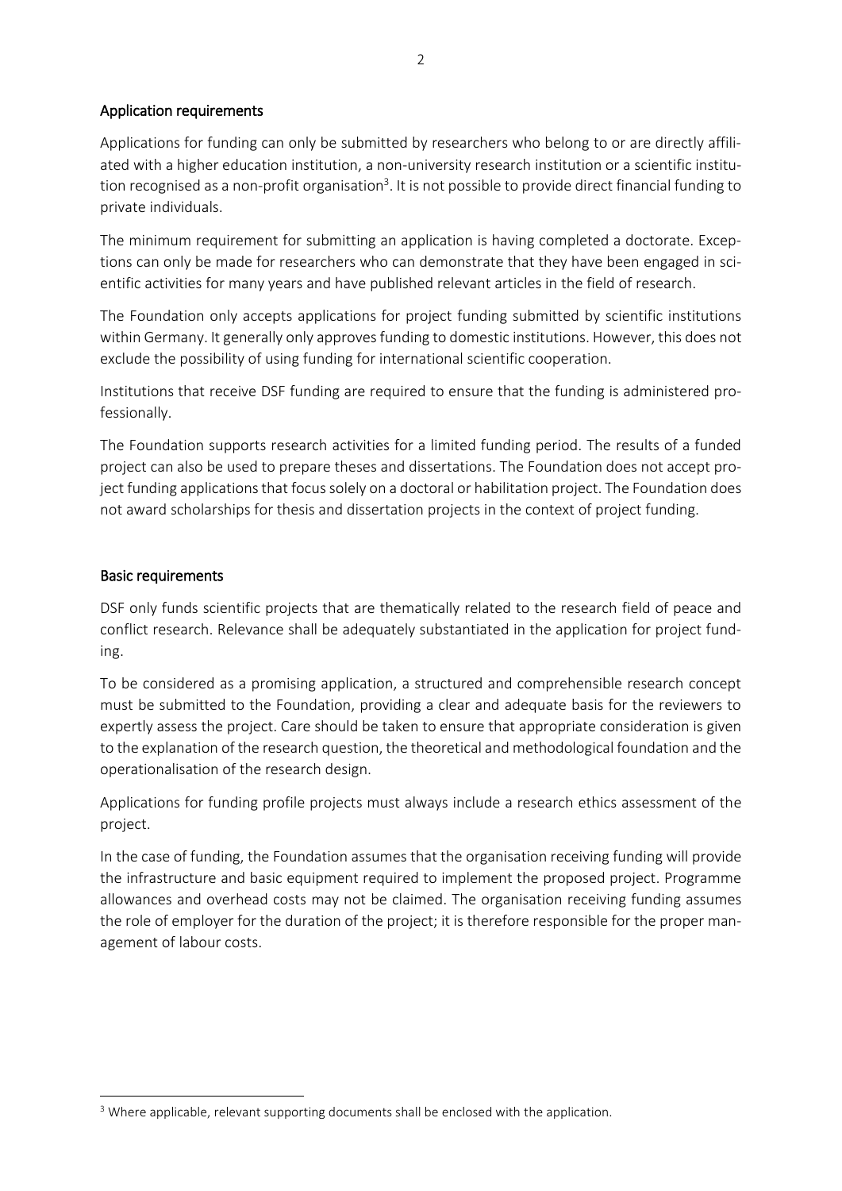## Application requirements

Applications for funding can only be submitted by researchers who belong to or are directly affiliated with a higher education institution, a non-university research institution or a scientific institution recognised as a non-profit organisation[3]. It is not possible to provide direct financial funding to private individuals.

The minimum requirement for submitting an application is having completed a doctorate. Exceptions can only be made for researchers who can demonstrate that they have been engaged in scientific activities for many years and have published relevant articles in the field of research.

The Foundation only accepts applications for project funding submitted by scientific institutions within Germany. It generally only approves funding to domestic institutions. However, this does not exclude the possibility of using funding for international scientific cooperation.

Institutions that receive DSF funding are required to ensure that the funding is administered professionally.

The Foundation supports research activities for a limited funding period. The results of a funded project can also be used to prepare theses and dissertations. The Foundation does not accept project funding applications that focus solely on a doctoral or habilitation project. The Foundation does not award scholarships for thesis and dissertation projects in the context of project funding.

## Basic requirements

DSF only funds scientific projects that are thematically related to the research field of peace and conflict research. Relevance shall be adequately substantiated in the application for project funding.

To be considered as a promising application, a structured and comprehensible research concept must be submitted to the Foundation, providing a clear and adequate basis for the reviewers to expertly assess the project. Care should be taken to ensure that appropriate consideration is given to the explanation of the research question, the theoretical and methodological foundation and the operationalisation of the research design.

Applications for funding profile projects must always include a research ethics assessment of the project.

In the case of funding, the Foundation assumes that the organisation receiving funding will provide the infrastructure and basic equipment required to implement the proposed project. Programme allowances and overhead costs may not be claimed. The organisation receiving funding assumes the role of employer for the duration of the project; it is therefore responsible for the proper management of labour costs.

[3] Where applicable, relevant supporting documents shall be enclosed with the application.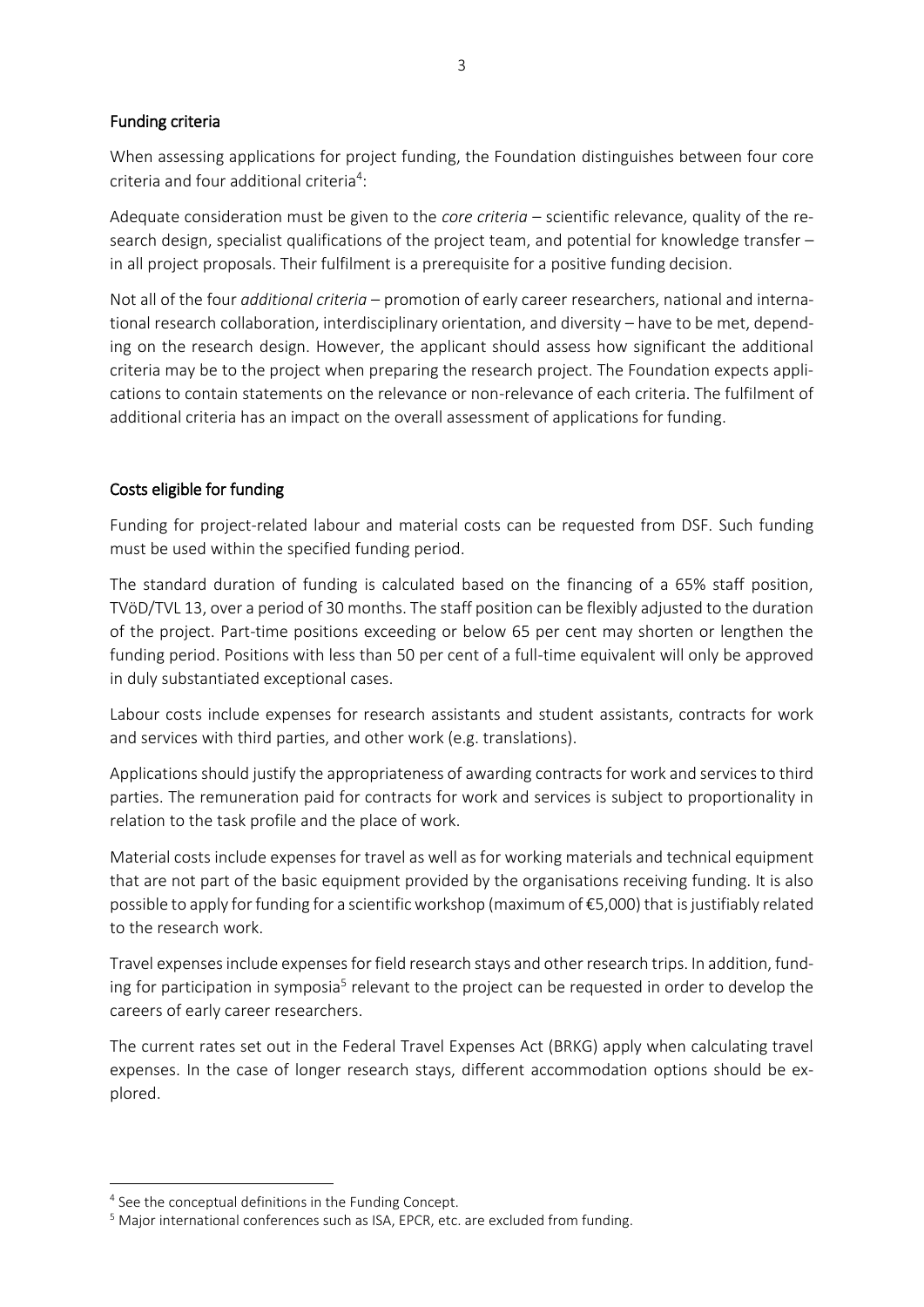## Funding criteria

When assessing applications for project funding, the Foundation distinguishes between four core criteria and four additional criteria[4]:

Adequate consideration must be given to the *core criteria* – scientific relevance, quality of the research design, specialist qualifications of the project team, and potential for knowledge transfer – in all project proposals. Their fulfilment is a prerequisite for a positive funding decision.

Not all of the four *additional criteria* – promotion of early career researchers, national and international research collaboration, interdisciplinary orientation, and diversity – have to be met, depending on the research design. However, the applicant should assess how significant the additional criteria may be to the project when preparing the research project. The Foundation expects applications to contain statements on the relevance or non-relevance of each criteria. The fulfilment of additional criteria has an impact on the overall assessment of applications for funding.

## Costs eligible for funding

Funding for project-related labour and material costs can be requested from DSF. Such funding must be used within the specified funding period.

The standard duration of funding is calculated based on the financing of a 65% staff position, TVöD/TVL 13, over a period of 30 months. The staff position can be flexibly adjusted to the duration of the project. Part-time positions exceeding or below 65 per cent may shorten or lengthen the funding period. Positions with less than 50 per cent of a full-time equivalent will only be approved in duly substantiated exceptional cases.

Labour costs include expenses for research assistants and student assistants, contracts for work and services with third parties, and other work (e.g. translations).

Applications should justify the appropriateness of awarding contracts for work and services to third parties. The remuneration paid for contracts for work and services is subject to proportionality in relation to the task profile and the place of work.

Material costs include expenses for travel as well as for working materials and technical equipment that are not part of the basic equipment provided by the organisations receiving funding. It is also possible to apply for funding for a scientific workshop (maximum of €5,000) that is justifiably related to the research work.

Travel expenses include expenses for field research stays and other research trips. In addition, funding for participation in symposia[5] relevant to the project can be requested in order to develop the careers of early career researchers.

The current rates set out in the Federal Travel Expenses Act (BRKG) apply when calculating travel expenses. In the case of longer research stays, different accommodation options should be explored.

---

[4] See the conceptual definitions in the Funding Concept.

[5] Major international conferences such as ISA, EPCR, etc. are excluded from funding.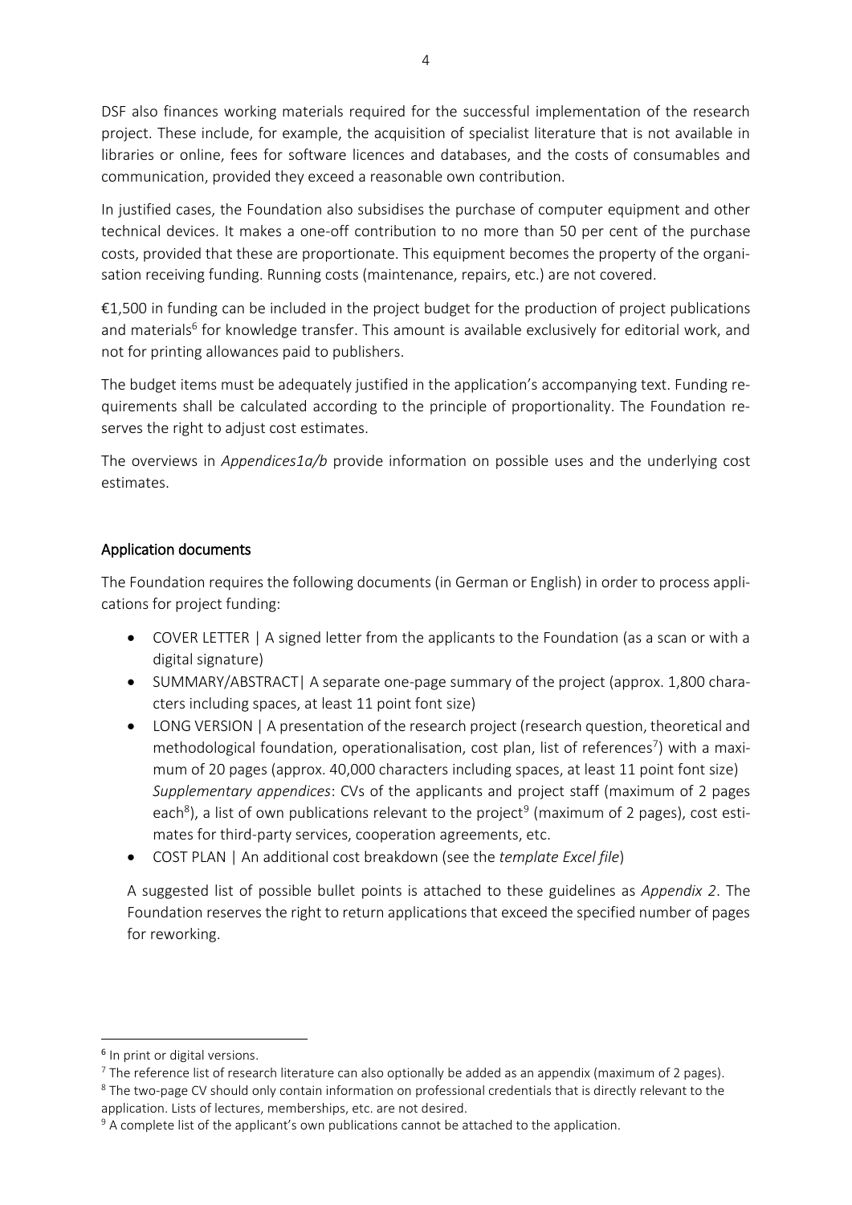DSF also finances working materials required for the successful implementation of the research project. These include, for example, the acquisition of specialist literature that is not available in libraries or online, fees for software licences and databases, and the costs of consumables and communication, provided they exceed a reasonable own contribution.

In justified cases, the Foundation also subsidises the purchase of computer equipment and other technical devices. It makes a one-off contribution to no more than 50 per cent of the purchase costs, provided that these are proportionate. This equipment becomes the property of the organisation receiving funding. Running costs (maintenance, repairs, etc.) are not covered.

€1,500 in funding can be included in the project budget for the production of project publications and materials[6] for knowledge transfer. This amount is available exclusively for editorial work, and not for printing allowances paid to publishers.

The budget items must be adequately justified in the application's accompanying text. Funding requirements shall be calculated according to the principle of proportionality. The Foundation reserves the right to adjust cost estimates.

The overviews in *Appendices1a/b* provide information on possible uses and the underlying cost estimates.

## Application documents

The Foundation requires the following documents (in German or English) in order to process applications for project funding:

- COVER LETTER | A signed letter from the applicants to the Foundation (as a scan or with a digital signature)
- SUMMARY/ABSTRACT| A separate one-page summary of the project (approx. 1,800 characters including spaces, at least 11 point font size)
- LONG VERSION | A presentation of the research project (research question, theoretical and methodological foundation, operationalisation, cost plan, list of references[7]) with a maximum of 20 pages (approx. 40,000 characters including spaces, at least 11 point font size)
  *Supplementary appendices*: CVs of the applicants and project staff (maximum of 2 pages each[8]), a list of own publications relevant to the project[9] (maximum of 2 pages), cost estimates for third-party services, cooperation agreements, etc.
- COST PLAN | An additional cost breakdown (see the *template Excel file*)

A suggested list of possible bullet points is attached to these guidelines as *Appendix 2*. The Foundation reserves the right to return applications that exceed the specified number of pages for reworking.

---

[6] In print or digital versions.

[7] The reference list of research literature can also optionally be added as an appendix (maximum of 2 pages).

[8] The two-page CV should only contain information on professional credentials that is directly relevant to the application. Lists of lectures, memberships, etc. are not desired.

[9] A complete list of the applicant's own publications cannot be attached to the application.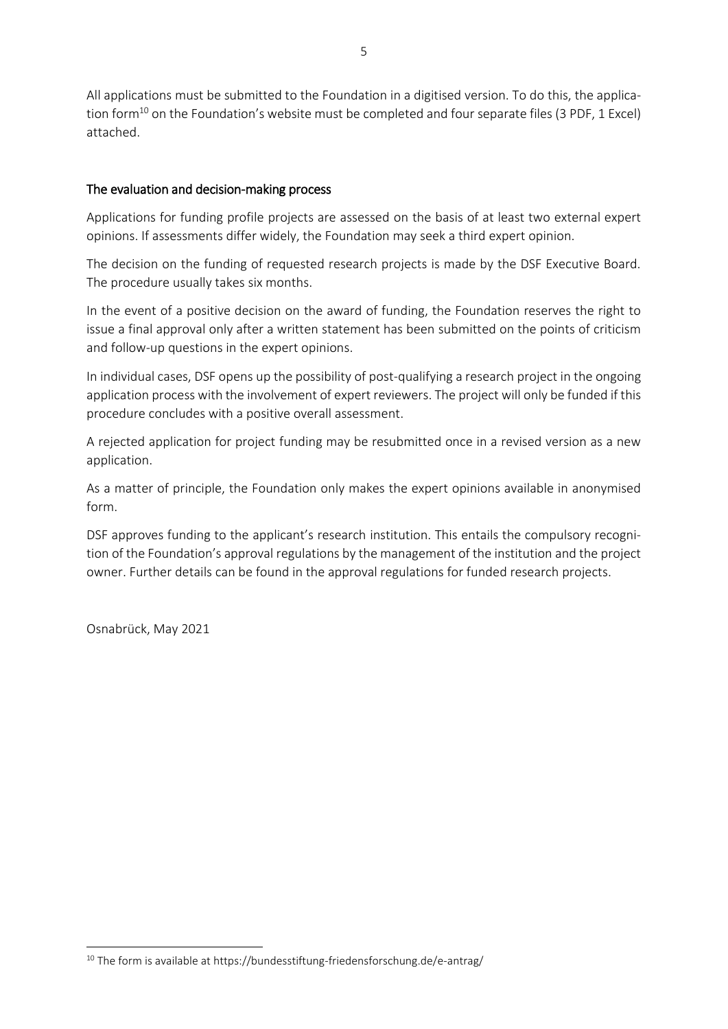All applications must be submitted to the Foundation in a digitised version. To do this, the application form[10] on the Foundation's website must be completed and four separate files (3 PDF, 1 Excel) attached.

## The evaluation and decision-making process

Applications for funding profile projects are assessed on the basis of at least two external expert opinions. If assessments differ widely, the Foundation may seek a third expert opinion.

The decision on the funding of requested research projects is made by the DSF Executive Board. The procedure usually takes six months.

In the event of a positive decision on the award of funding, the Foundation reserves the right to issue a final approval only after a written statement has been submitted on the points of criticism and follow-up questions in the expert opinions.

In individual cases, DSF opens up the possibility of post-qualifying a research project in the ongoing application process with the involvement of expert reviewers. The project will only be funded if this procedure concludes with a positive overall assessment.

A rejected application for project funding may be resubmitted once in a revised version as a new application.

As a matter of principle, the Foundation only makes the expert opinions available in anonymised form.

DSF approves funding to the applicant's research institution. This entails the compulsory recognition of the Foundation's approval regulations by the management of the institution and the project owner. Further details can be found in the approval regulations for funded research projects.

Osnabrück, May 2021

---

[10] The form is available at https://bundesstiftung-friedensforschung.de/e-antrag/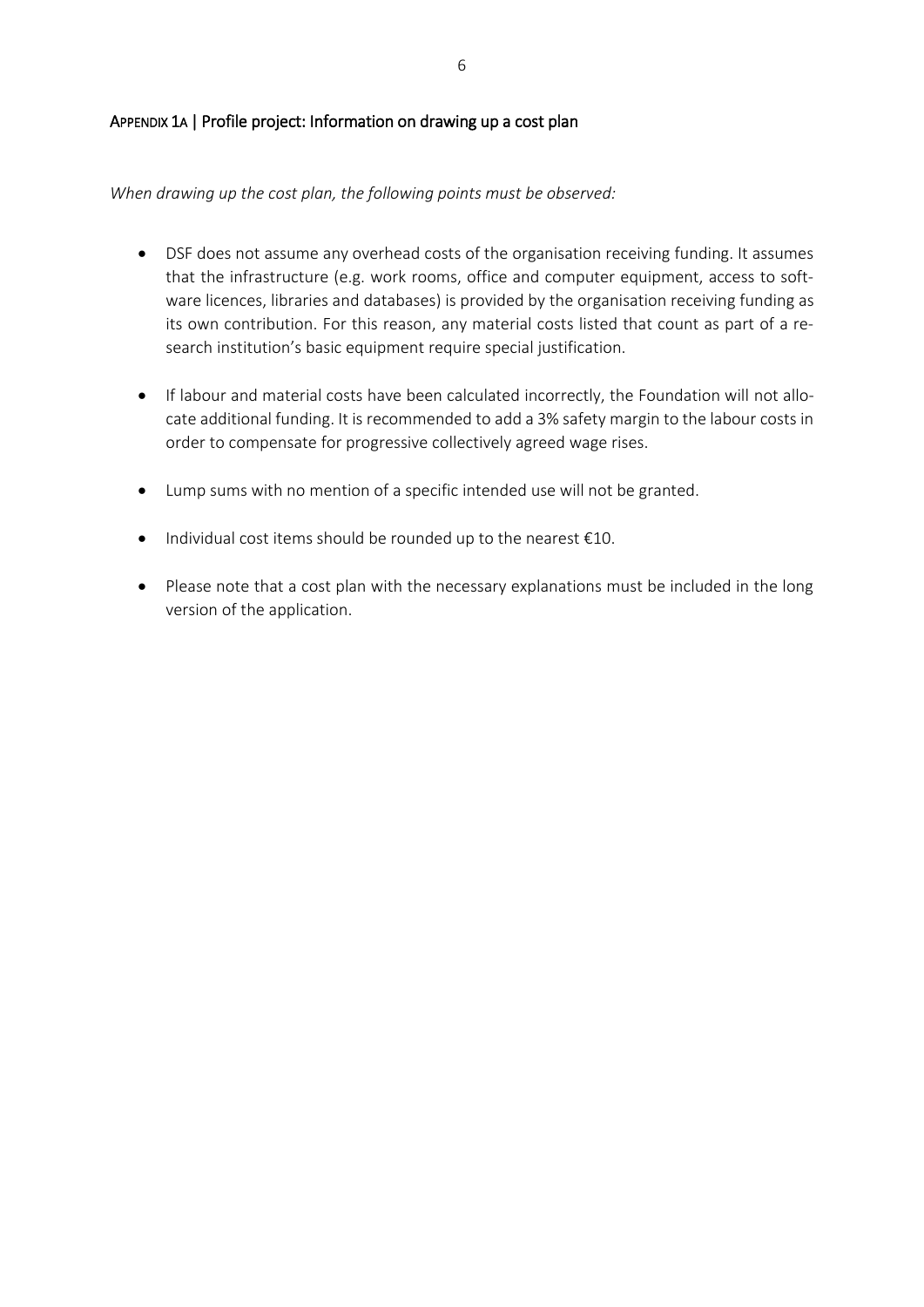## APPENDIX 1A | Profile project: Information on drawing up a cost plan

*When drawing up the cost plan, the following points must be observed:*

- DSF does not assume any overhead costs of the organisation receiving funding. It assumes that the infrastructure (e.g. work rooms, office and computer equipment, access to software licences, libraries and databases) is provided by the organisation receiving funding as its own contribution. For this reason, any material costs listed that count as part of a research institution's basic equipment require special justification.
- If labour and material costs have been calculated incorrectly, the Foundation will not allocate additional funding. It is recommended to add a 3% safety margin to the labour costs in order to compensate for progressive collectively agreed wage rises.
- Lump sums with no mention of a specific intended use will not be granted.
- Individual cost items should be rounded up to the nearest €10.
- Please note that a cost plan with the necessary explanations must be included in the long version of the application.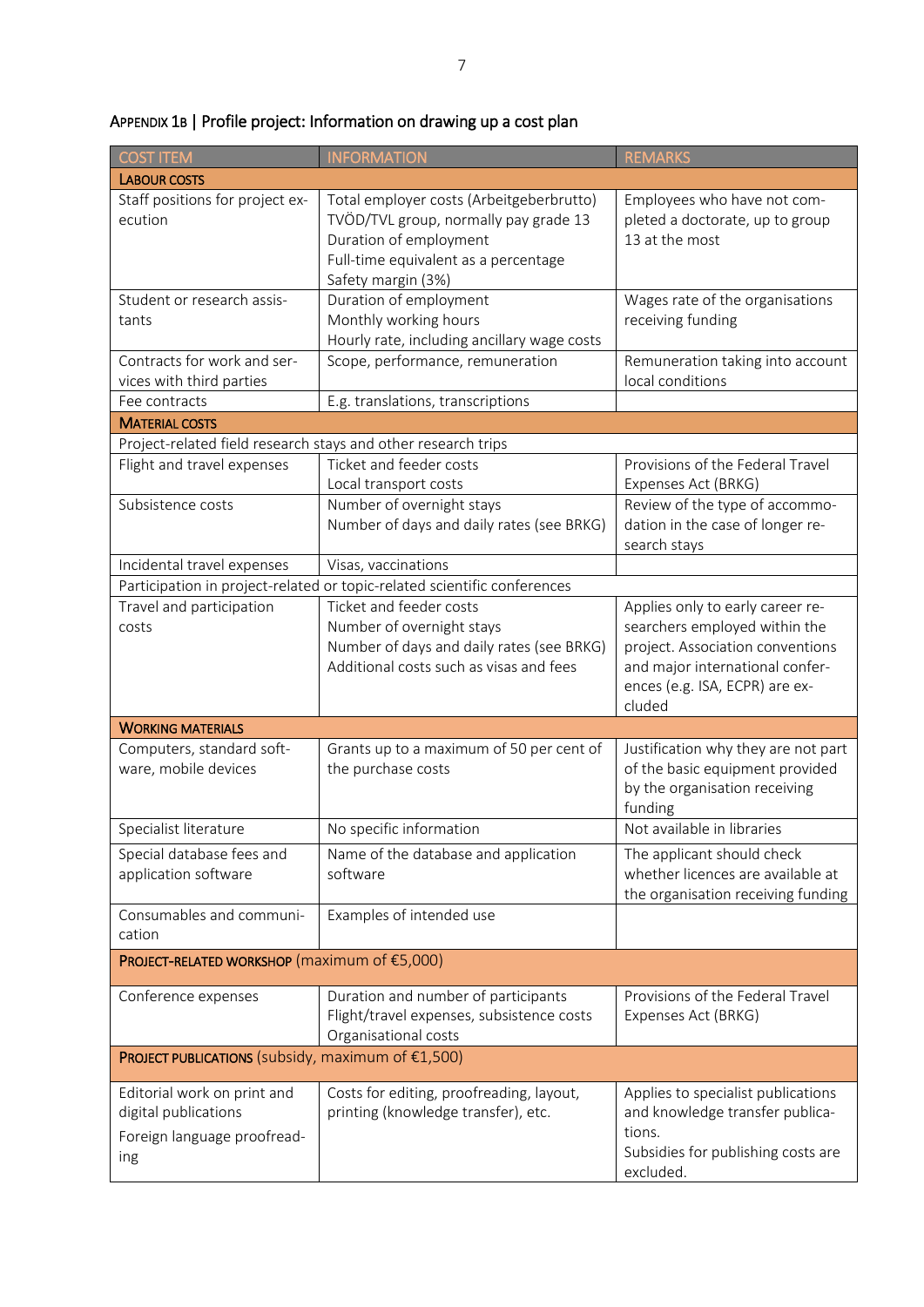## Appendix 1b | Profile project: Information on drawing up a cost plan

| COST ITEM | INFORMATION | REMARKS |
| --- | --- | --- |
| **LABOUR COSTS** | | |
| Staff positions for project execution | Total employer costs (Arbeitgeberbrutto)<br>TVÖD/TVL group, normally pay grade 13<br>Duration of employment<br>Full-time equivalent as a percentage<br>Safety margin (3%) | Employees who have not completed a doctorate, up to group 13 at the most |
| Student or research assistants | Duration of employment<br>Monthly working hours<br>Hourly rate, including ancillary wage costs | Wages rate of the organisations receiving funding |
| Contracts for work and services with third parties | Scope, performance, remuneration | Remuneration taking into account local conditions |
| Fee contracts | E.g. translations, transcriptions | |
| **MATERIAL COSTS** | | |
| Project-related field research stays and other research trips | | |
| Flight and travel expenses | Ticket and feeder costs<br>Local transport costs | Provisions of the Federal Travel Expenses Act (BRKG) |
| Subsistence costs | Number of overnight stays<br>Number of days and daily rates (see BRKG) | Review of the type of accommodation in the case of longer research stays |
| Incidental travel expenses | Visas, vaccinations | |
| Participation in project-related or topic-related scientific conferences | | |
| Travel and participation costs | Ticket and feeder costs<br>Number of overnight stays<br>Number of days and daily rates (see BRKG)<br>Additional costs such as visas and fees | Applies only to early career researchers employed within the project. Association conventions and major international conferences (e.g. ISA, ECPR) are excluded |
| **WORKING MATERIALS** | | |
| Computers, standard software, mobile devices | Grants up to a maximum of 50 per cent of the purchase costs | Justification why they are not part of the basic equipment provided by the organisation receiving funding |
| Specialist literature | No specific information | Not available in libraries |
| Special database fees and application software | Name of the database and application software | The applicant should check whether licences are available at the organisation receiving funding |
| Consumables and communication | Examples of intended use | |
| **PROJECT-RELATED WORKSHOP** (maximum of €5,000) | | |
| Conference expenses | Duration and number of participants<br>Flight/travel expenses, subsistence costs<br>Organisational costs | Provisions of the Federal Travel Expenses Act (BRKG) |
| **PROJECT PUBLICATIONS** (subsidy, maximum of €1,500) | | |
| Editorial work on print and digital publications<br>Foreign language proofreading | Costs for editing, proofreading, layout, printing (knowledge transfer), etc. | Applies to specialist publications and knowledge transfer publications.<br>Subsidies for publishing costs are excluded. |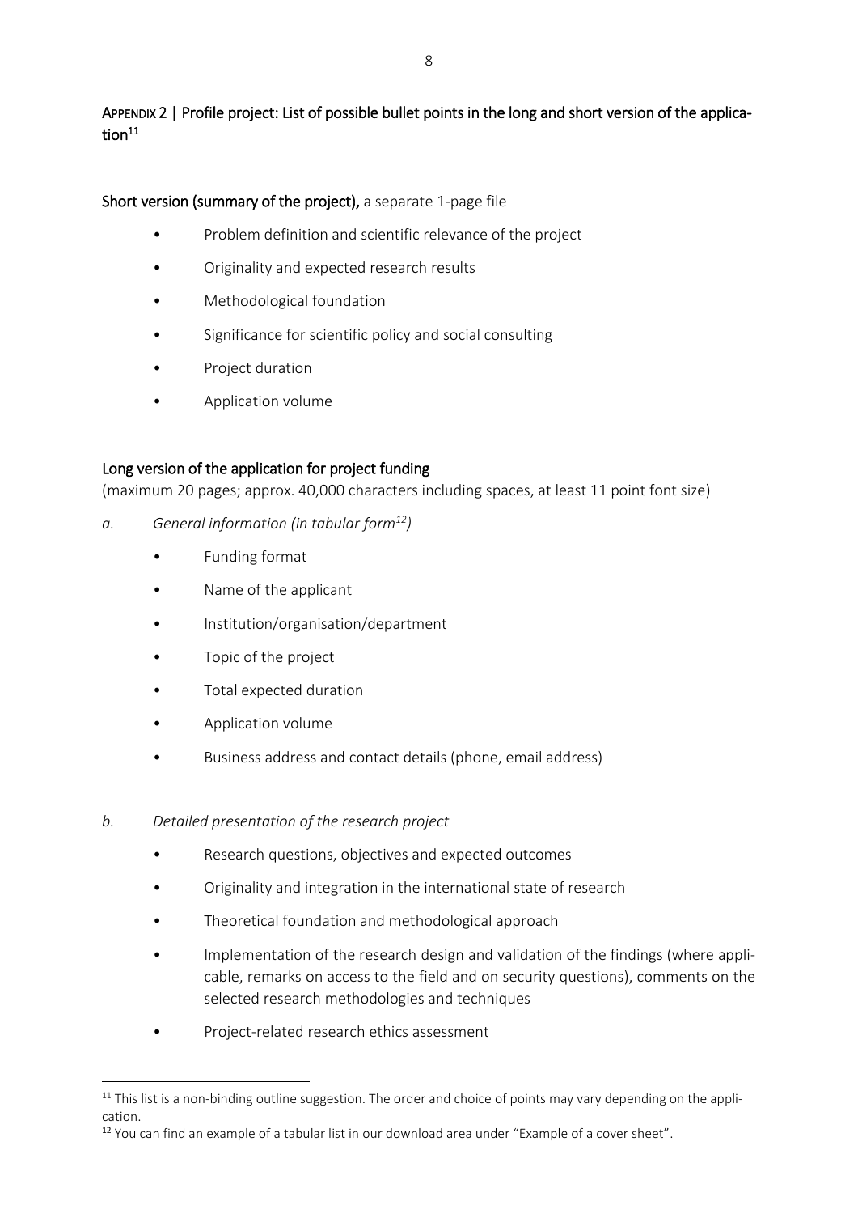## Appendix 2 | Profile project: List of possible bullet points in the long and short version of the application[11]

**Short version (summary of the project),** a separate 1-page file

- Problem definition and scientific relevance of the project
- Originality and expected research results
- Methodological foundation
- Significance for scientific policy and social consulting
- Project duration
- Application volume

**Long version of the application for project funding**

(maximum 20 pages; approx. 40,000 characters including spaces, at least 11 point font size)

*a. General information (in tabular form[12])*

- Funding format
- Name of the applicant
- Institution/organisation/department
- Topic of the project
- Total expected duration
- Application volume
- Business address and contact details (phone, email address)

*b. Detailed presentation of the research project*

- Research questions, objectives and expected outcomes
- Originality and integration in the international state of research
- Theoretical foundation and methodological approach
- Implementation of the research design and validation of the findings (where applicable, remarks on access to the field and on security questions), comments on the selected research methodologies and techniques
- Project-related research ethics assessment

---

[11] This list is a non-binding outline suggestion. The order and choice of points may vary depending on the application.

[12] You can find an example of a tabular list in our download area under "Example of a cover sheet".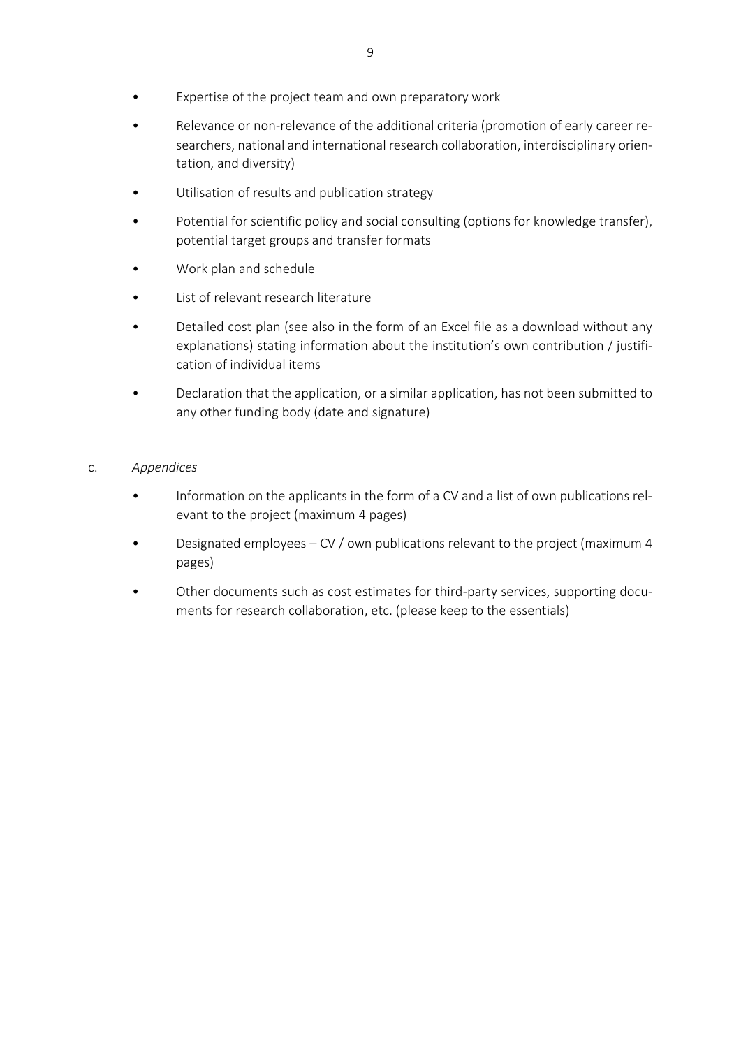- Expertise of the project team and own preparatory work
- Relevance or non-relevance of the additional criteria (promotion of early career researchers, national and international research collaboration, interdisciplinary orientation, and diversity)
- Utilisation of results and publication strategy
- Potential for scientific policy and social consulting (options for knowledge transfer), potential target groups and transfer formats
- Work plan and schedule
- List of relevant research literature
- Detailed cost plan (see also in the form of an Excel file as a download without any explanations) stating information about the institution's own contribution / justification of individual items
- Declaration that the application, or a similar application, has not been submitted to any other funding body (date and signature)

c. *Appendices*

- Information on the applicants in the form of a CV and a list of own publications relevant to the project (maximum 4 pages)
- Designated employees – CV / own publications relevant to the project (maximum 4 pages)
- Other documents such as cost estimates for third-party services, supporting documents for research collaboration, etc. (please keep to the essentials)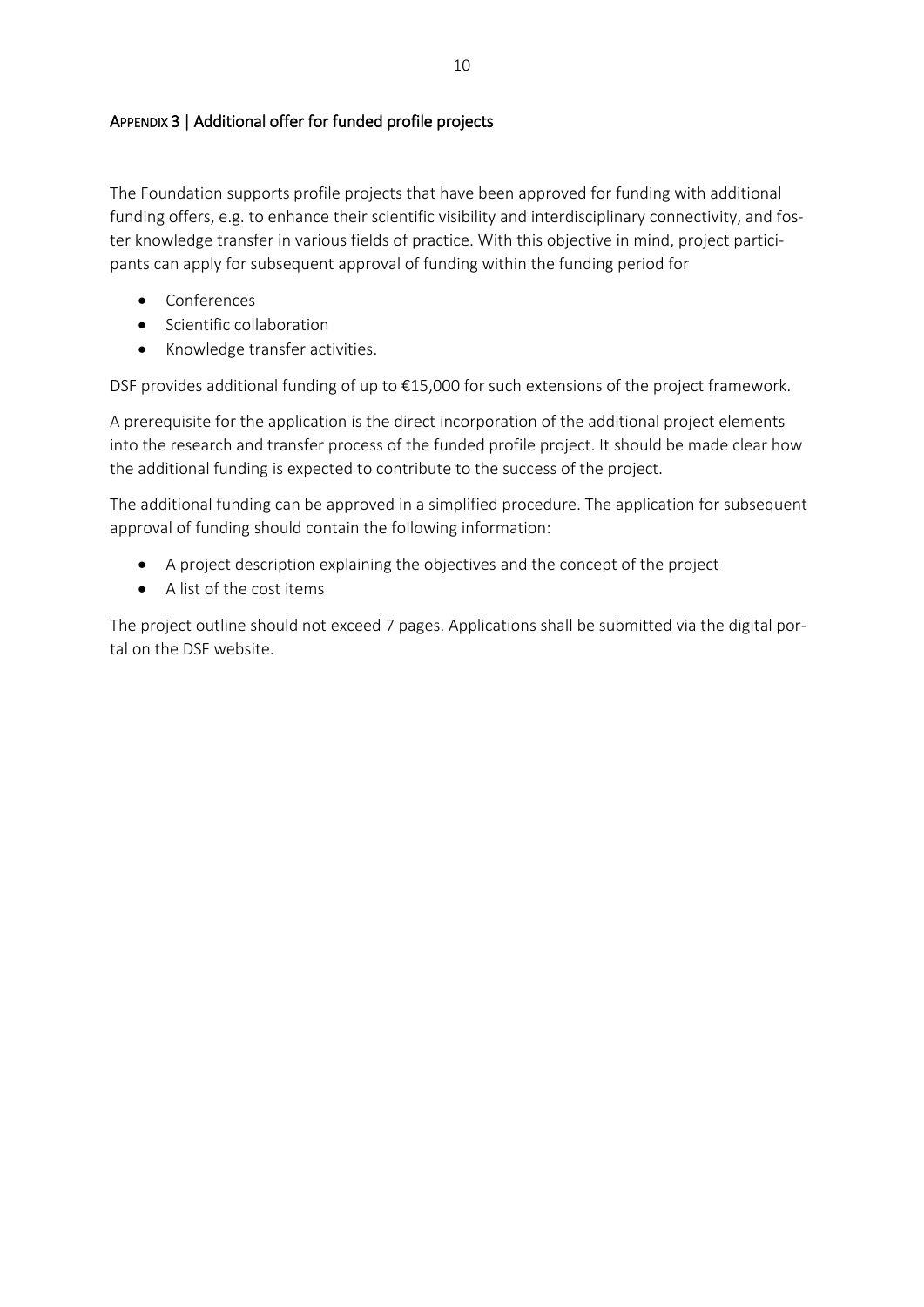## Appendix 3 | Additional offer for funded profile projects

The Foundation supports profile projects that have been approved for funding with additional funding offers, e.g. to enhance their scientific visibility and interdisciplinary connectivity, and foster knowledge transfer in various fields of practice. With this objective in mind, project participants can apply for subsequent approval of funding within the funding period for

- Conferences
- Scientific collaboration
- Knowledge transfer activities.

DSF provides additional funding of up to €15,000 for such extensions of the project framework.

A prerequisite for the application is the direct incorporation of the additional project elements into the research and transfer process of the funded profile project. It should be made clear how the additional funding is expected to contribute to the success of the project.

The additional funding can be approved in a simplified procedure. The application for subsequent approval of funding should contain the following information:

- A project description explaining the objectives and the concept of the project
- A list of the cost items

The project outline should not exceed 7 pages. Applications shall be submitted via the digital portal on the DSF website.